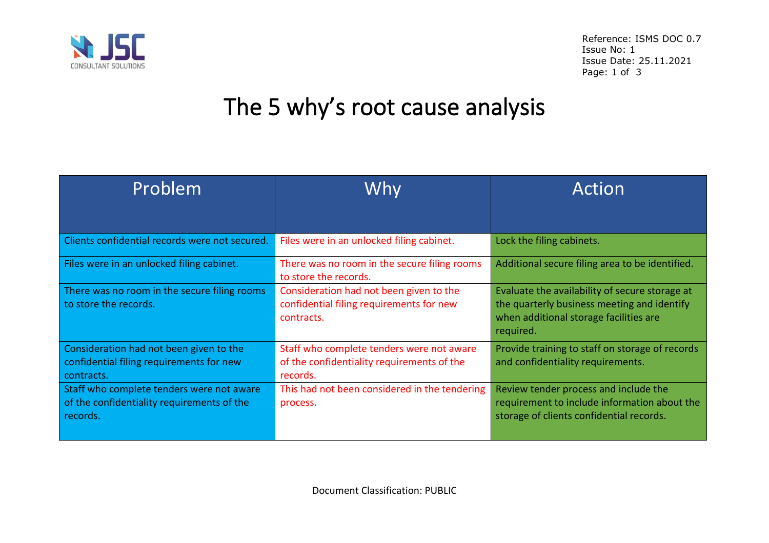# The 5 why's root cause analysis

| Problem | Why | Action |
|---|---|---|
| Clients confidential records were not secured. | Files were in an unlocked filing cabinet. | Lock the filing cabinets. |
| Files were in an unlocked filing cabinet. | There was no room in the secure filing rooms to store the records. | Additional secure filing area to be identified. |
| There was no room in the secure filing rooms to store the records. | Consideration had not been given to the confidential filing requirements for new contracts. | Evaluate the availability of secure storage at the quarterly business meeting and identify when additional storage facilities are required. |
| Consideration had not been given to the confidential filing requirements for new contracts. | Staff who complete tenders were not aware of the confidentiality requirements of the records. | Provide training to staff on storage of records and confidentiality requirements. |
| Staff who complete tenders were not aware of the confidentiality requirements of the records. | This had not been considered in the tendering process. | Review tender process and include the requirement to include information about the storage of clients confidential records. |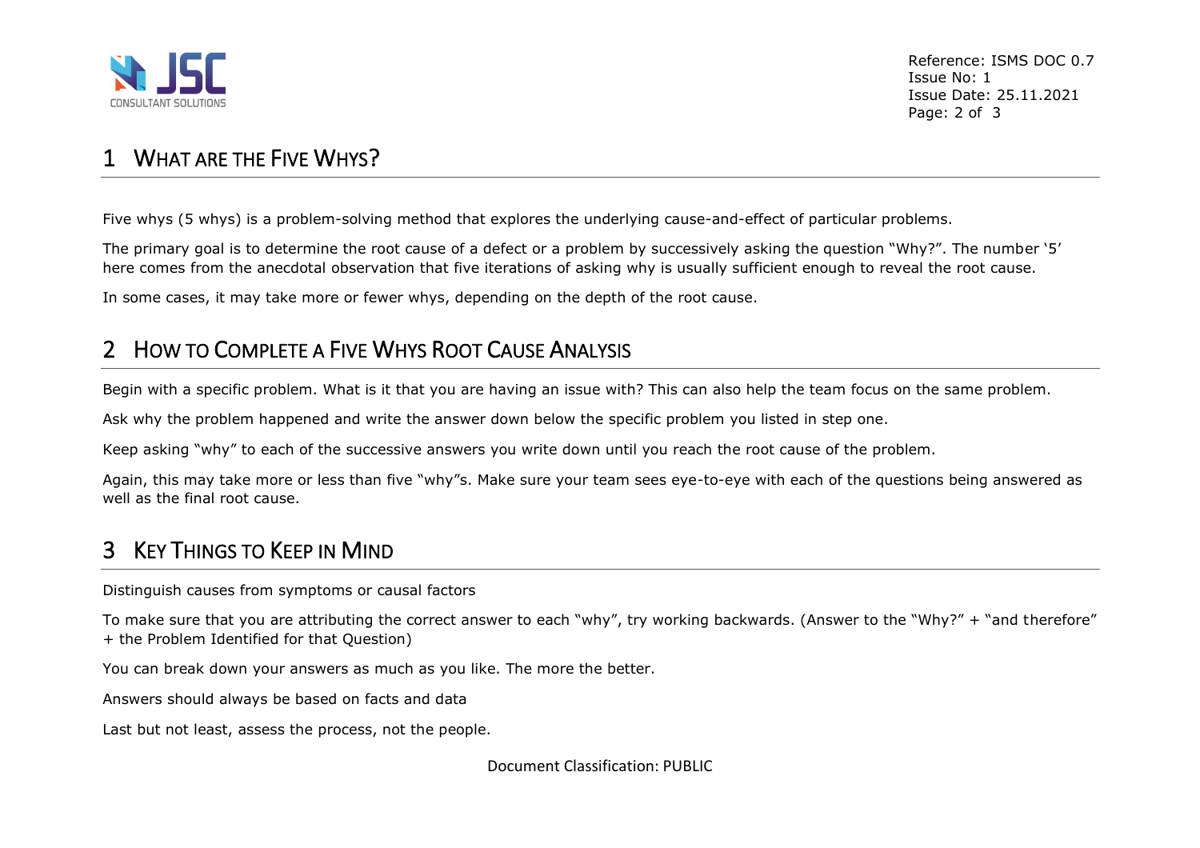# 1 What are the Five Whys?

Five whys (5 whys) is a problem-solving method that explores the underlying cause-and-effect of particular problems.

The primary goal is to determine the root cause of a defect or a problem by successively asking the question "Why?". The number '5' here comes from the anecdotal observation that five iterations of asking why is usually sufficient enough to reveal the root cause.

In some cases, it may take more or fewer whys, depending on the depth of the root cause.

# 2 How to Complete a Five Whys Root Cause Analysis

Begin with a specific problem. What is it that you are having an issue with? This can also help the team focus on the same problem.

Ask why the problem happened and write the answer down below the specific problem you listed in step one.

Keep asking "why" to each of the successive answers you write down until you reach the root cause of the problem.

Again, this may take more or less than five "why"s. Make sure your team sees eye-to-eye with each of the questions being answered as well as the final root cause.

# 3 Key Things to Keep in Mind

Distinguish causes from symptoms or causal factors

To make sure that you are attributing the correct answer to each "why", try working backwards. (Answer to the "Why?" + "and therefore" + the Problem Identified for that Question)

You can break down your answers as much as you like. The more the better.

Answers should always be based on facts and data

Last but not least, assess the process, not the people.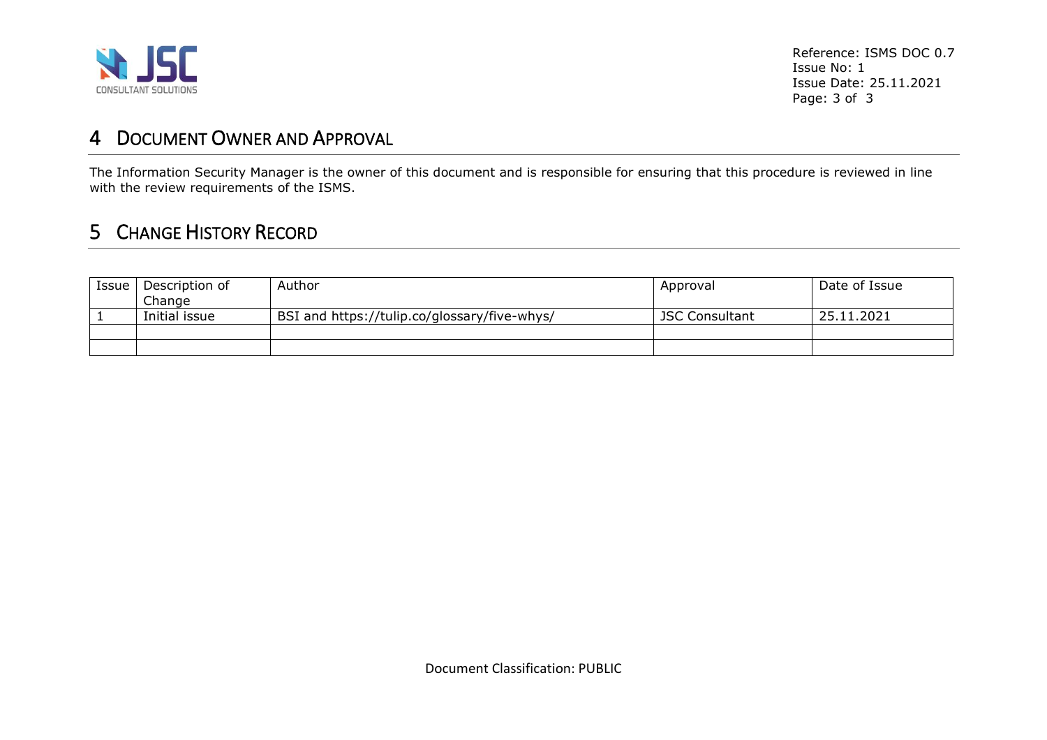# 4 Document Owner and Approval

The Information Security Manager is the owner of this document and is responsible for ensuring that this procedure is reviewed in line with the review requirements of the ISMS.

# 5 Change History Record

| Issue | Description of Change | Author | Approval | Date of Issue |
|---|---|---|---|---|
| 1 | Initial issue | BSI and https://tulip.co/glossary/five-whys/ | JSC Consultant | 25.11.2021 |
| | | | | |
| | | | | |

Document Classification: PUBLIC